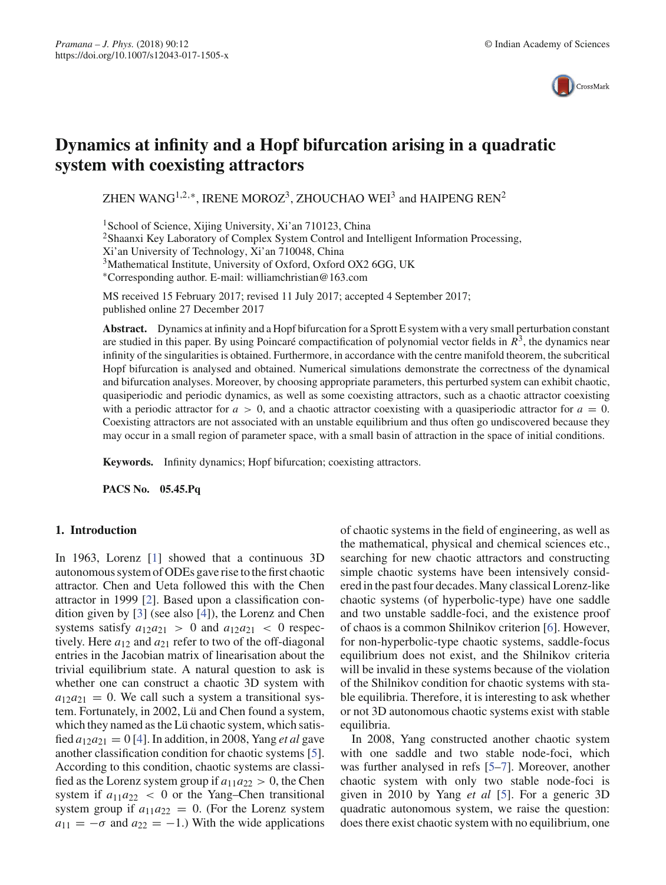# Dynamics at infinity and a Hopf bifurcation arising in a quadratic system with coexisting attractors

ZHEN WANG[1,2,*], IRENE MOROZ[3], ZHOUCHAO WEI[3] and HAIPENG REN[2]

[1]School of Science, Xijing University, Xi'an 710123, China
[2]Shaanxi Key Laboratory of Complex System Control and Intelligent Information Processing, Xi'an University of Technology, Xi'an 710048, China
[3]Mathematical Institute, University of Oxford, Oxford OX2 6GG, UK
*Corresponding author. E-mail: williamchristian@163.com

MS received 15 February 2017; revised 11 July 2017; accepted 4 September 2017; published online 27 December 2017

**Abstract.** Dynamics at infinity and a Hopf bifurcation for a Sprott E system with a very small perturbation constant are studied in this paper. By using Poincaré compactification of polynomial vector fields in $R^3$, the dynamics near infinity of the singularities is obtained. Furthermore, in accordance with the centre manifold theorem, the subcritical Hopf bifurcation is analysed and obtained. Numerical simulations demonstrate the correctness of the dynamical and bifurcation analyses. Moreover, by choosing appropriate parameters, this perturbed system can exhibit chaotic, quasiperiodic and periodic dynamics, as well as some coexisting attractors, such as a chaotic attractor coexisting with a periodic attractor for $a > 0$, and a chaotic attractor coexisting with a quasiperiodic attractor for $a = 0$. Coexisting attractors are not associated with an unstable equilibrium and thus often go undiscovered because they may occur in a small region of parameter space, with a small basin of attraction in the space of initial conditions.

**Keywords.** Infinity dynamics; Hopf bifurcation; coexisting attractors.

**PACS No.** **05.45.Pq**

## 1. Introduction

In 1963, Lorenz [1] showed that a continuous 3D autonomous system of ODEs gave rise to the first chaotic attractor. Chen and Ueta followed this with the Chen attractor in 1999 [2]. Based upon a classification condition given by [3] (see also [4]), the Lorenz and Chen systems satisfy $a_{12}a_{21} > 0$ and $a_{12}a_{21} < 0$ respectively. Here $a_{12}$ and $a_{21}$ refer to two of the off-diagonal entries in the Jacobian matrix of linearisation about the trivial equilibrium state. A natural question to ask is whether one can construct a chaotic 3D system with $a_{12}a_{21} = 0$. We call such a system a transitional system. Fortunately, in 2002, Lü and Chen found a system, which they named as the Lü chaotic system, which satisfied $a_{12}a_{21} = 0$ [4]. In addition, in 2008, Yang *et al* gave another classification condition for chaotic systems [5]. According to this condition, chaotic systems are classified as the Lorenz system group if $a_{11}a_{22} > 0$, the Chen system if $a_{11}a_{22} < 0$ or the Yang–Chen transitional system group if $a_{11}a_{22} = 0$. (For the Lorenz system $a_{11} = -\sigma$ and $a_{22} = -1$.) With the wide applications of chaotic systems in the field of engineering, as well as the mathematical, physical and chemical sciences etc., searching for new chaotic attractors and constructing simple chaotic systems have been intensively considered in the past four decades. Many classical Lorenz-like chaotic systems (of hyperbolic-type) have one saddle and two unstable saddle-foci, and the existence proof of chaos is a common Shilnikov criterion [6]. However, for non-hyperbolic-type chaotic systems, saddle-focus equilibrium does not exist, and the Shilnikov criteria will be invalid in these systems because of the violation of the Shilnikov condition for chaotic systems with stable equilibria. Therefore, it is interesting to ask whether or not 3D autonomous chaotic systems exist with stable equilibria.

In 2008, Yang constructed another chaotic system with one saddle and two stable node-foci, which was further analysed in refs [5–7]. Moreover, another chaotic system with only two stable node-foci is given in 2010 by Yang *et al* [5]. For a generic 3D quadratic autonomous system, we raise the question: does there exist chaotic system with no equilibrium, one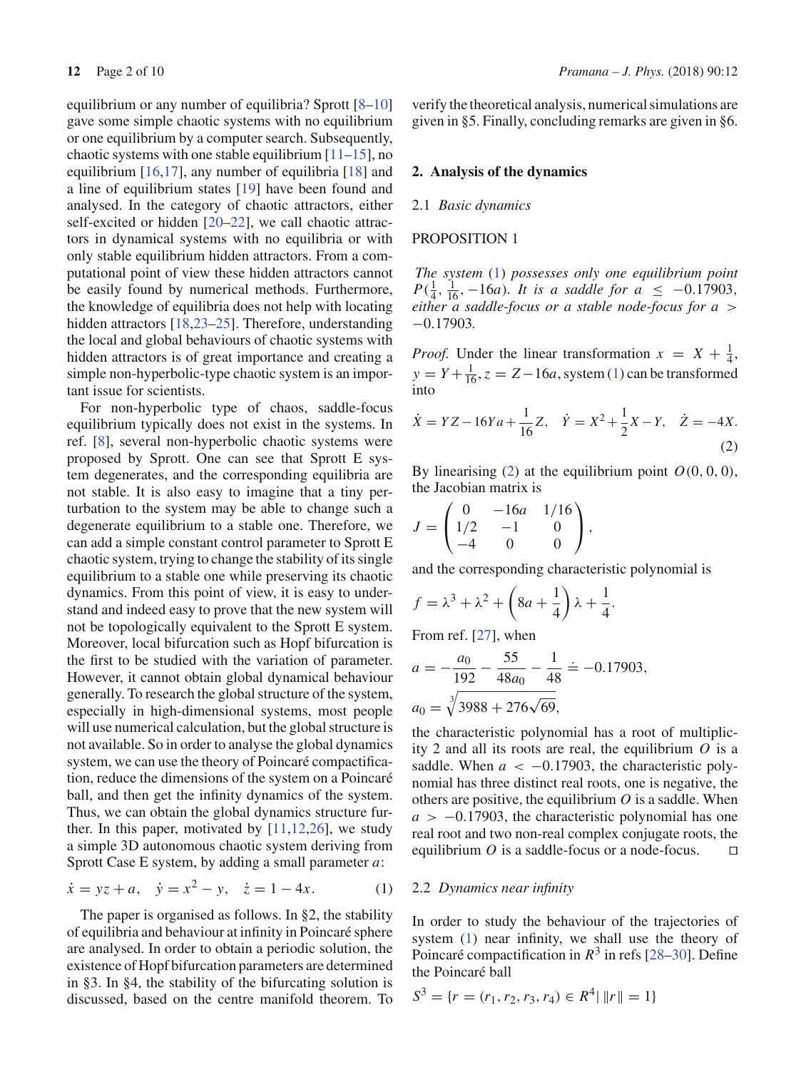equilibrium or any number of equilibria? Sprott [8–10] gave some simple chaotic systems with no equilibrium or one equilibrium by a computer search. Subsequently, chaotic systems with one stable equilibrium [11–15], no equilibrium [16,17], any number of equilibria [18] and a line of equilibrium states [19] have been found and analysed. In the category of chaotic attractors, either self-excited or hidden [20–22], we call chaotic attractors in dynamical systems with no equilibria or with only stable equilibrium hidden attractors. From a computational point of view these hidden attractors cannot be easily found by numerical methods. Furthermore, the knowledge of equilibria does not help with locating hidden attractors [18,23–25]. Therefore, understanding the local and global behaviours of chaotic systems with hidden attractors is of great importance and creating a simple non-hyperbolic-type chaotic system is an important issue for scientists.

For non-hyperbolic type of chaos, saddle-focus equilibrium typically does not exist in the systems. In ref. [8], several non-hyperbolic chaotic systems were proposed by Sprott. One can see that Sprott E system degenerates, and the corresponding equilibria are not stable. It is also easy to imagine that a tiny perturbation to the system may be able to change such a degenerate equilibrium to a stable one. Therefore, we can add a simple constant control parameter to Sprott E chaotic system, trying to change the stability of its single equilibrium to a stable one while preserving its chaotic dynamics. From this point of view, it is easy to understand and indeed easy to prove that the new system will not be topologically equivalent to the Sprott E system. Moreover, local bifurcation such as Hopf bifurcation is the first to be studied with the variation of parameter. However, it cannot obtain global dynamical behaviour generally. To research the global structure of the system, especially in high-dimensional systems, most people will use numerical calculation, but the global structure is not available. So in order to analyse the global dynamics system, we can use the theory of Poincaré compactification, reduce the dimensions of the system on a Poincaré ball, and then get the infinity dynamics of the system. Thus, we can obtain the global dynamics structure further. In this paper, motivated by [11,12,26], we study a simple 3D autonomous chaotic system deriving from Sprott Case E system, by adding a small parameter $a$:

$$\dot{x} = yz + a, \quad \dot{y} = x^2 - y, \quad \dot{z} = 1 - 4x. \tag{1}$$

The paper is organised as follows. In §2, the stability of equilibria and behaviour at infinity in Poincaré sphere are analysed. In order to obtain a periodic solution, the existence of Hopf bifurcation parameters are determined in §3. In §4, the stability of the bifurcating solution is discussed, based on the centre manifold theorem. To verify the theoretical analysis, numerical simulations are given in §5. Finally, concluding remarks are given in §6.

## 2. Analysis of the dynamics

### 2.1 *Basic dynamics*

PROPOSITION 1

*The system (1) possesses only one equilibrium point $P(\frac{1}{4}, \frac{1}{16}, -16a)$. It is a saddle for $a \le -0.17903$, either a saddle-focus or a stable node-focus for $a > -0.17903$.*

*Proof.* Under the linear transformation $x = X + \frac{1}{4}$, $y = Y + \frac{1}{16}$, $z = Z - 16a$, system (1) can be transformed into

$$\dot{X} = YZ - 16Ya + \frac{1}{16}Z, \quad \dot{Y} = X^2 + \frac{1}{2}X - Y, \quad \dot{Z} = -4X. \tag{2}$$

By linearising (2) at the equilibrium point $O(0, 0, 0)$, the Jacobian matrix is

$$J = \begin{pmatrix} 0 & -16a & 1/16 \\ 1/2 & -1 & 0 \\ -4 & 0 & 0 \end{pmatrix},$$

and the corresponding characteristic polynomial is

$$f = \lambda^3 + \lambda^2 + \left(8a + \frac{1}{4}\right)\lambda + \frac{1}{4}.$$

From ref. [27], when

$$a = -\frac{a_0}{192} - \frac{55}{48a_0} - \frac{1}{48} \doteq -0.17903,$$

$$a_0 = \sqrt[3]{3988 + 276\sqrt{69}},$$

the characteristic polynomial has a root of multiplicity 2 and all its roots are real, the equilibrium $O$ is a saddle. When $a < -0.17903$, the characteristic polynomial has three distinct real roots, one is negative, the others are positive, the equilibrium $O$ is a saddle. When $a > -0.17903$, the characteristic polynomial has one real root and two non-real complex conjugate roots, the equilibrium $O$ is a saddle-focus or a node-focus. □

### 2.2 *Dynamics near infinity*

In order to study the behaviour of the trajectories of system (1) near infinity, we shall use the theory of Poincaré compactification in $R^3$ in refs [28–30]. Define the Poincaré ball

$$S^3 = \{r = (r_1, r_2, r_3, r_4) \in R^4 | \, \|r\| = 1\}$$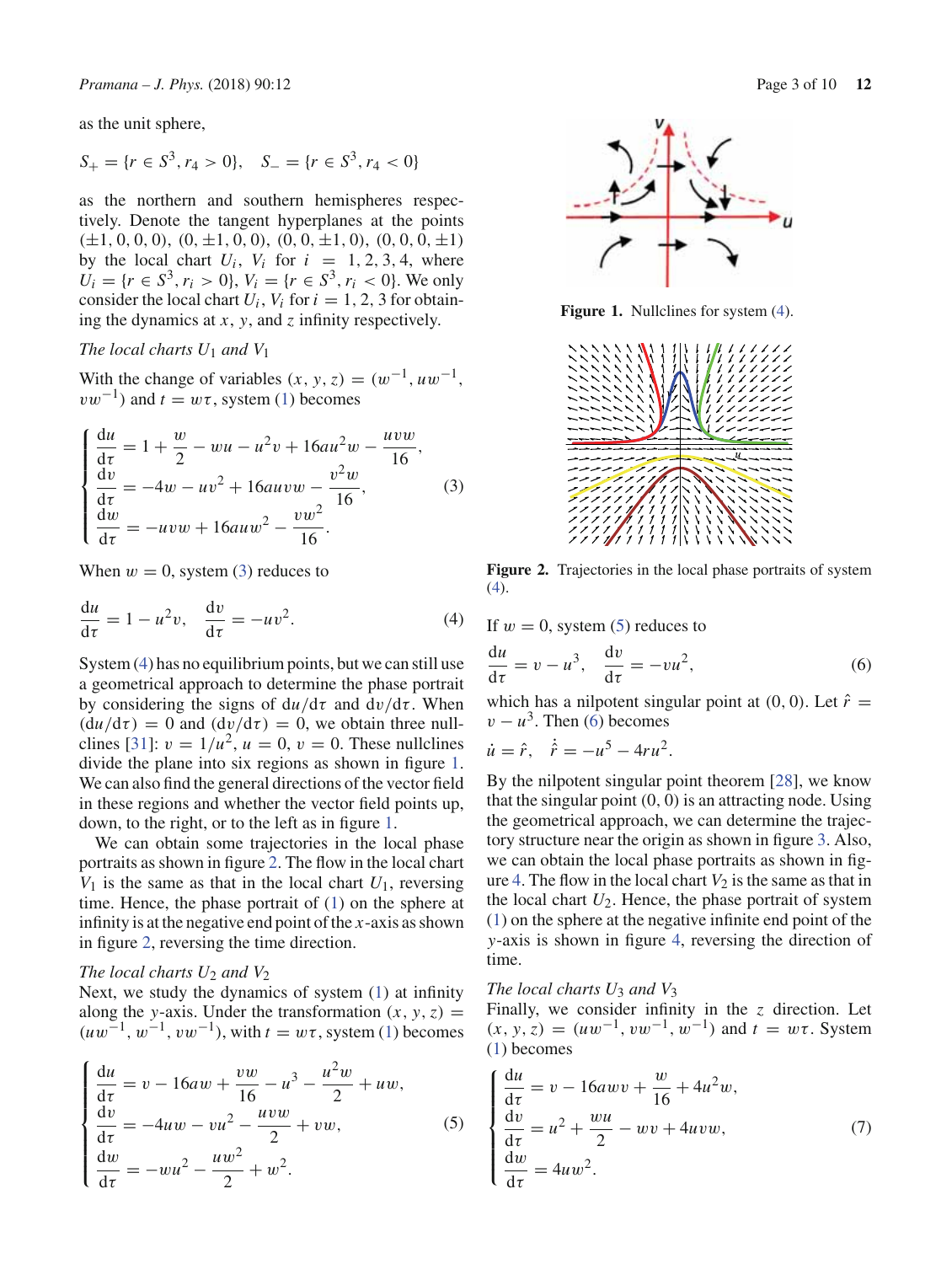as the unit sphere,

$$S_+ = \{r \in S^3, r_4 > 0\}, \quad S_- = \{r \in S^3, r_4 < 0\}$$

as the northern and southern hemispheres respectively. Denote the tangent hyperplanes at the points $(\pm 1, 0, 0, 0)$, $(0, \pm 1, 0, 0)$, $(0, 0, \pm 1, 0)$, $(0, 0, 0, \pm 1)$ by the local chart $U_i$, $V_i$ for $i = 1, 2, 3, 4$, where $U_i = \{r \in S^3, r_i > 0\}$, $V_i = \{r \in S^3, r_i < 0\}$. We only consider the local chart $U_i$, $V_i$ for $i = 1, 2, 3$ for obtaining the dynamics at $x$, $y$, and $z$ infinity respectively.

*The local charts $U_1$ and $V_1$*

With the change of variables $(x, y, z) = (w^{-1}, uw^{-1}, vw^{-1})$ and $t = w\tau$, system (1) becomes

$$\begin{cases} \dfrac{\mathrm{d}u}{\mathrm{d}\tau} = 1 + \dfrac{w}{2} - wu - u^2 v + 16au^2 w - \dfrac{uvw}{16}, \\ \dfrac{\mathrm{d}v}{\mathrm{d}\tau} = -4w - uv^2 + 16auvw - \dfrac{v^2 w}{16}, \\ \dfrac{\mathrm{d}w}{\mathrm{d}\tau} = -uvw + 16auw^2 - \dfrac{vw^2}{16}. \end{cases} \tag{3}$$

When $w = 0$, system (3) reduces to

$$\frac{\mathrm{d}u}{\mathrm{d}\tau} = 1 - u^2 v, \quad \frac{\mathrm{d}v}{\mathrm{d}\tau} = -uv^2. \tag{4}$$

System (4) has no equilibrium points, but we can still use a geometrical approach to determine the phase portrait by considering the signs of $\mathrm{d}u/\mathrm{d}\tau$ and $\mathrm{d}v/\mathrm{d}\tau$. When $(\mathrm{d}u/\mathrm{d}\tau) = 0$ and $(\mathrm{d}v/\mathrm{d}\tau) = 0$, we obtain three nullclines [31]: $v = 1/u^2$, $u = 0$, $v = 0$. These nullclines divide the plane into six regions as shown in figure 1. We can also find the general directions of the vector field in these regions and whether the vector field points up, down, to the right, or to the left as in figure 1.

We can obtain some trajectories in the local phase portraits as shown in figure 2. The flow in the local chart $V_1$ is the same as that in the local chart $U_1$, reversing time. Hence, the phase portrait of (1) on the sphere at infinity is at the negative end point of the $x$-axis as shown in figure 2, reversing the time direction.

*The local charts $U_2$ and $V_2$*

Next, we study the dynamics of system (1) at infinity along the $y$-axis. Under the transformation $(x, y, z) = (uw^{-1}, w^{-1}, vw^{-1})$, with $t = w\tau$, system (1) becomes

$$\begin{cases} \dfrac{\mathrm{d}u}{\mathrm{d}\tau} = v - 16aw + \dfrac{vw}{16} - u^3 - \dfrac{u^2 w}{2} + uw, \\ \dfrac{\mathrm{d}v}{\mathrm{d}\tau} = -4uw - vu^2 - \dfrac{uvw}{2} + vw, \\ \dfrac{\mathrm{d}w}{\mathrm{d}\tau} = -wu^2 - \dfrac{uw^2}{2} + w^2. \end{cases} \tag{5}$$

Figure 1. Nullclines for system (4).

Figure 2. Trajectories in the local phase portraits of system (4).

If $w = 0$, system (5) reduces to

$$\frac{\mathrm{d}u}{\mathrm{d}\tau} = v - u^3, \quad \frac{\mathrm{d}v}{\mathrm{d}\tau} = -vu^2, \tag{6}$$

which has a nilpotent singular point at $(0, 0)$. Let $\hat{r} = v - u^3$. Then (6) becomes

$$\dot{u} = \hat{r}, \quad \dot{\hat{r}} = -u^5 - 4ru^2.$$

By the nilpotent singular point theorem [28], we know that the singular point $(0, 0)$ is an attracting node. Using the geometrical approach, we can determine the trajectory structure near the origin as shown in figure 3. Also, we can obtain the local phase portraits as shown in figure 4. The flow in the local chart $V_2$ is the same as that in the local chart $U_2$. Hence, the phase portrait of system (1) on the sphere at the negative infinite end point of the $y$-axis is shown in figure 4, reversing the direction of time.

*The local charts $U_3$ and $V_3$*

Finally, we consider infinity in the $z$ direction. Let $(x, y, z) = (uw^{-1}, vw^{-1}, w^{-1})$ and $t = w\tau$. System (1) becomes

$$\begin{cases} \dfrac{\mathrm{d}u}{\mathrm{d}\tau} = v - 16awv + \dfrac{w}{16} + 4u^2 w, \\ \dfrac{\mathrm{d}v}{\mathrm{d}\tau} = u^2 + \dfrac{wu}{2} - wv + 4uvw, \\ \dfrac{\mathrm{d}w}{\mathrm{d}\tau} = 4uw^2. \end{cases} \tag{7}$$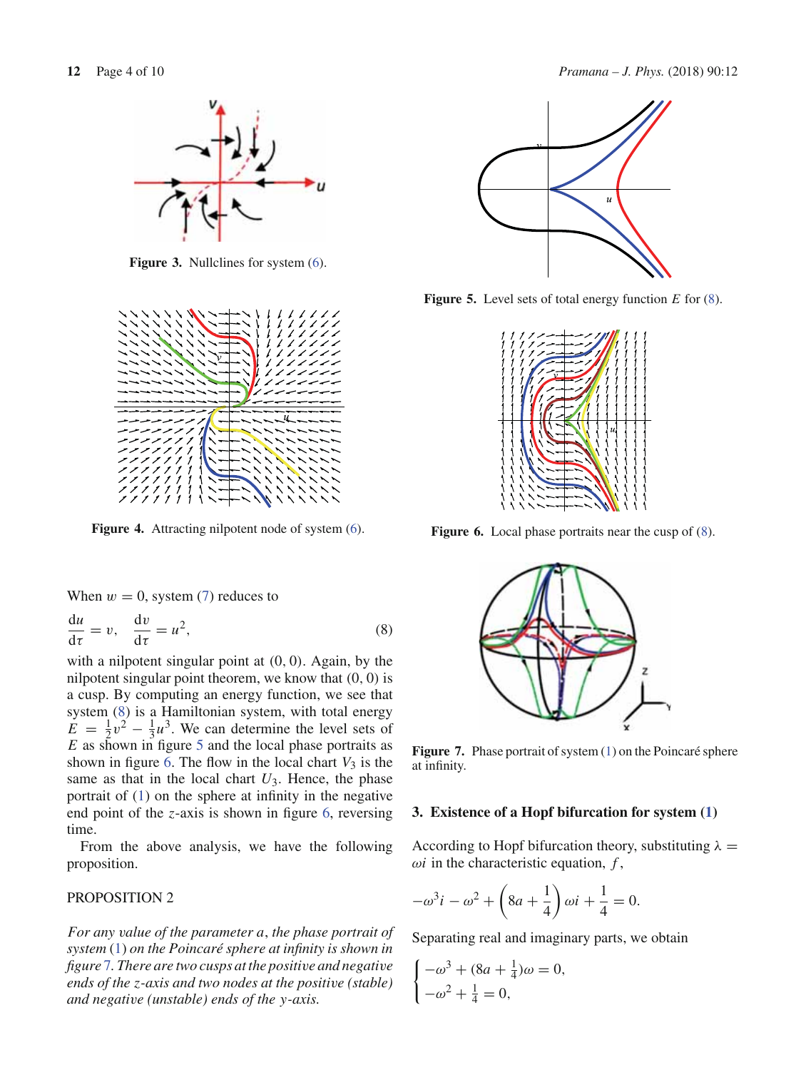Figure 3. Nullclines for system (6).

Figure 4. Attracting nilpotent node of system (6).

When $w = 0$, system (7) reduces to

$$\frac{\mathrm{d}u}{\mathrm{d}\tau} = v, \quad \frac{\mathrm{d}v}{\mathrm{d}\tau} = u^2, \tag{8}$$

with a nilpotent singular point at $(0, 0)$. Again, by the nilpotent singular point theorem, we know that $(0, 0)$ is a cusp. By computing an energy function, we see that system (8) is a Hamiltonian system, with total energy $E = \frac{1}{2}v^2 - \frac{1}{3}u^3$. We can determine the level sets of $E$ as shown in figure 5 and the local phase portraits as shown in figure 6. The flow in the local chart $V_3$ is the same as that in the local chart $U_3$. Hence, the phase portrait of (1) on the sphere at infinity in the negative end point of the $z$-axis is shown in figure 6, reversing time.

From the above analysis, we have the following proposition.

PROPOSITION 2

*For any value of the parameter $a$, the phase portrait of system (1) on the Poincaré sphere at infinity is shown in figure 7. There are two cusps at the positive and negative ends of the $z$-axis and two nodes at the positive (stable) and negative (unstable) ends of the $y$-axis.*

Figure 5. Level sets of total energy function $E$ for (8).

Figure 6. Local phase portraits near the cusp of (8).

Figure 7. Phase portrait of system (1) on the Poincaré sphere at infinity.

## 3. Existence of a Hopf bifurcation for system (1)

According to Hopf bifurcation theory, substituting $\lambda = \omega i$ in the characteristic equation, $f$,

$$-\omega^3 i - \omega^2 + \left(8a + \frac{1}{4}\right)\omega i + \frac{1}{4} = 0.$$

Separating real and imaginary parts, we obtain

$$\begin{cases} -\omega^3 + (8a + \frac{1}{4})\omega = 0, \\ -\omega^2 + \frac{1}{4} = 0, \end{cases}$$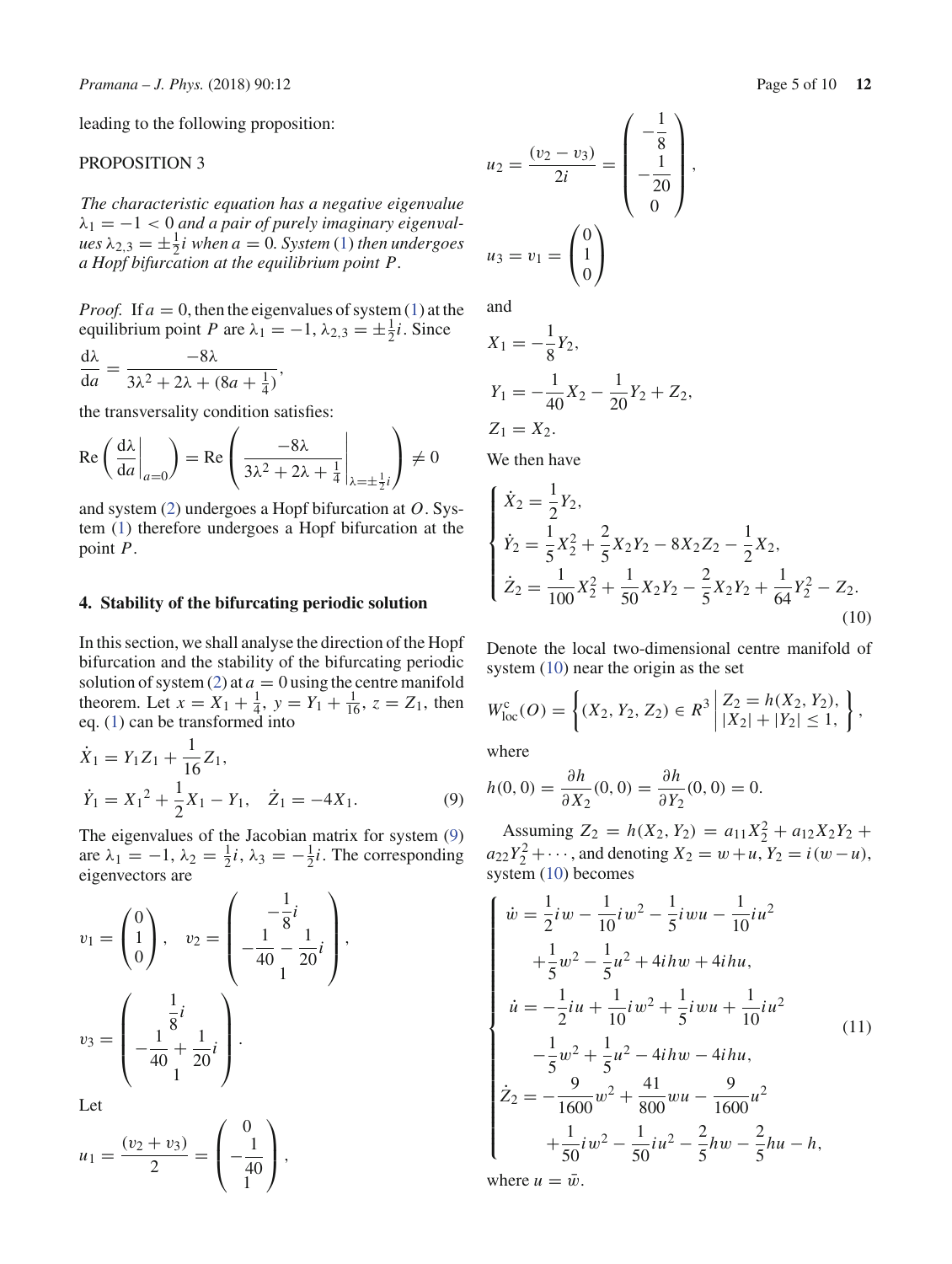leading to the following proposition:

PROPOSITION 3

*The characteristic equation has a negative eigenvalue $\lambda_1 = -1 < 0$ and a pair of purely imaginary eigenvalues $\lambda_{2,3} = \pm\frac{1}{2}i$ when $a = 0$. System (1) then undergoes a Hopf bifurcation at the equilibrium point $P$.*

*Proof.* If $a = 0$, then the eigenvalues of system (1) at the equilibrium point $P$ are $\lambda_1 = -1$, $\lambda_{2,3} = \pm\frac{1}{2}i$. Since

$$\frac{\mathrm{d}\lambda}{\mathrm{d}a} = \frac{-8\lambda}{3\lambda^2 + 2\lambda + (8a + \frac{1}{4})},$$

the transversality condition satisfies:

$$\mathrm{Re}\left(\left.\frac{\mathrm{d}\lambda}{\mathrm{d}a}\right|_{a=0}\right) = \mathrm{Re}\left(\left.\frac{-8\lambda}{3\lambda^2 + 2\lambda + \frac{1}{4}}\right|_{\lambda=\pm\frac{1}{2}i}\right) \neq 0$$

and system (2) undergoes a Hopf bifurcation at $O$. System (1) therefore undergoes a Hopf bifurcation at the point $P$.

## 4. Stability of the bifurcating periodic solution

In this section, we shall analyse the direction of the Hopf bifurcation and the stability of the bifurcating periodic solution of system (2) at $a = 0$ using the centre manifold theorem. Let $x = X_1 + \frac{1}{4}$, $y = Y_1 + \frac{1}{16}$, $z = Z_1$, then eq. (1) can be transformed into

$$\dot{X}_1 = Y_1 Z_1 + \frac{1}{16} Z_1,$$
$$\dot{Y}_1 = {X_1}^2 + \frac{1}{2} X_1 - Y_1, \quad \dot{Z}_1 = -4X_1. \tag{9}$$

The eigenvalues of the Jacobian matrix for system (9) are $\lambda_1 = -1$, $\lambda_2 = \frac{1}{2}i$, $\lambda_3 = -\frac{1}{2}i$. The corresponding eigenvectors are

$$v_1 = \begin{pmatrix} 0 \\ 1 \\ 0 \end{pmatrix}, \quad v_2 = \begin{pmatrix} -\frac{1}{8}i \\ -\frac{1}{40} - \frac{1}{20}i \\ 1 \end{pmatrix},$$

$$v_3 = \begin{pmatrix} \frac{1}{8}i \\ -\frac{1}{40} + \frac{1}{20}i \\ 1 \end{pmatrix}.$$

Let

$$u_1 = \frac{(v_2 + v_3)}{2} = \begin{pmatrix} 0 \\ -\frac{1}{40} \\ 1 \end{pmatrix},$$

$$u_2 = \frac{(v_2 - v_3)}{2i} = \begin{pmatrix} -\frac{1}{8} \\ -\frac{1}{20} \\ 0 \end{pmatrix},$$

$$u_3 = v_1 = \begin{pmatrix} 0 \\ 1 \\ 0 \end{pmatrix}$$

and

$$X_1 = -\frac{1}{8} Y_2,$$
$$Y_1 = -\frac{1}{40} X_2 - \frac{1}{20} Y_2 + Z_2,$$
$$Z_1 = X_2.$$

We then have

$$\begin{cases} \dot{X}_2 = \frac{1}{2} Y_2, \\ \dot{Y}_2 = \frac{1}{5} X_2^2 + \frac{2}{5} X_2 Y_2 - 8 X_2 Z_2 - \frac{1}{2} X_2, \\ \dot{Z}_2 = \frac{1}{100} X_2^2 + \frac{1}{50} X_2 Y_2 - \frac{2}{5} X_2 Y_2 + \frac{1}{64} Y_2^2 - Z_2. \end{cases} \tag{10}$$

Denote the local two-dimensional centre manifold of system (10) near the origin as the set

$$W^{\mathrm{c}}_{\mathrm{loc}}(O) = \left\{ (X_2, Y_2, Z_2) \in R^3 \,\middle|\, \begin{array}{l} Z_2 = h(X_2, Y_2), \\ |X_2| + |Y_2| \leq 1, \end{array} \right\},$$

where

$$h(0,0) = \frac{\partial h}{\partial X_2}(0,0) = \frac{\partial h}{\partial Y_2}(0,0) = 0.$$

Assuming $Z_2 = h(X_2, Y_2) = a_{11} X_2^2 + a_{12} X_2 Y_2 + a_{22} Y_2^2 + \cdots$, and denoting $X_2 = w + u$, $Y_2 = i(w - u)$, system (10) becomes

$$\begin{cases} \dot{w} = \frac{1}{2} i w - \frac{1}{10} i w^2 - \frac{1}{5} i w u - \frac{1}{10} i u^2 \\ \qquad + \frac{1}{5} w^2 - \frac{1}{5} u^2 + 4 i h w + 4 i h u, \\ \dot{u} = -\frac{1}{2} i u + \frac{1}{10} i w^2 + \frac{1}{5} i w u + \frac{1}{10} i u^2 \\ \qquad - \frac{1}{5} w^2 + \frac{1}{5} u^2 - 4 i h w - 4 i h u, \\ \dot{Z}_2 = -\frac{9}{1600} w^2 + \frac{41}{800} w u - \frac{9}{1600} u^2 \\ \qquad + \frac{1}{50} i w^2 - \frac{1}{50} i u^2 - \frac{2}{5} h w - \frac{2}{5} h u - h, \end{cases} \tag{11}$$

where $u = \bar{w}$.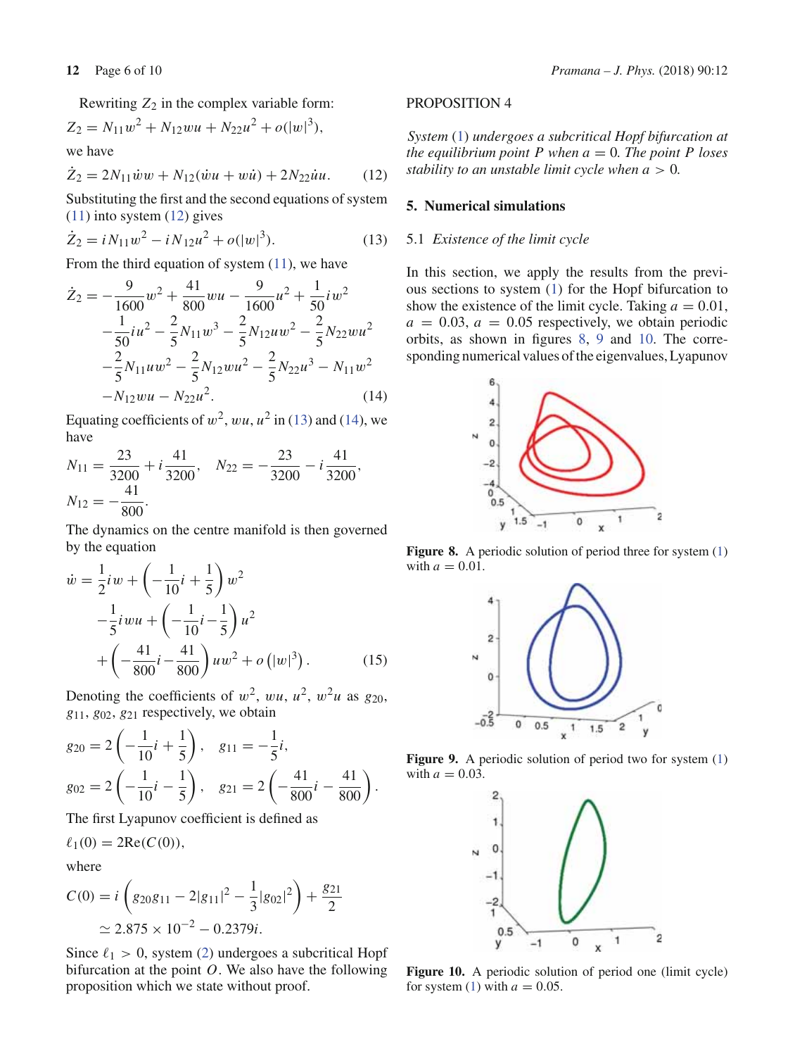Rewriting $Z_2$ in the complex variable form:

$$Z_2 = N_{11}w^2 + N_{12}wu + N_{22}u^2 + o(|w|^3),$$

we have

$$\dot{Z}_2 = 2N_{11}\dot{w}w + N_{12}(\dot{w}u + w\dot{u}) + 2N_{22}\dot{u}u. \tag{12}$$

Substituting the first and the second equations of system (11) into system (12) gives

$$\dot{Z}_2 = iN_{11}w^2 - iN_{12}u^2 + o(|w|^3). \tag{13}$$

From the third equation of system (11), we have

$$\begin{aligned}\dot{Z}_2 = &-\frac{9}{1600}w^2 + \frac{41}{800}wu - \frac{9}{1600}u^2 + \frac{1}{50}iw^2 \\ &-\frac{1}{50}iu^2 - \frac{2}{5}N_{11}w^3 - \frac{2}{5}N_{12}uw^2 - \frac{2}{5}N_{22}wu^2 \\ &-\frac{2}{5}N_{11}uw^2 - \frac{2}{5}N_{12}wu^2 - \frac{2}{5}N_{22}u^3 - N_{11}w^2 \\ &-N_{12}wu - N_{22}u^2.\end{aligned} \tag{14}$$

Equating coefficients of $w^2$, $wu$, $u^2$ in (13) and (14), we have

$$N_{11} = \frac{23}{3200} + i\frac{41}{3200}, \quad N_{22} = -\frac{23}{3200} - i\frac{41}{3200},$$
$$N_{12} = -\frac{41}{800}.$$

The dynamics on the centre manifold is then governed by the equation

$$\begin{aligned}\dot{w} = &\frac{1}{2}iw + \left(-\frac{1}{10}i + \frac{1}{5}\right)w^2 \\ &-\frac{1}{5}iwu + \left(-\frac{1}{10}i - \frac{1}{5}\right)u^2 \\ &+\left(-\frac{41}{800}i - \frac{41}{800}\right)uw^2 + o\left(|w|^3\right).\end{aligned} \tag{15}$$

Denoting the coefficients of $w^2$, $wu$, $u^2$, $w^2u$ as $g_{20}$, $g_{11}$, $g_{02}$, $g_{21}$ respectively, we obtain

$$g_{20} = 2\left(-\frac{1}{10}i + \frac{1}{5}\right), \quad g_{11} = -\frac{1}{5}i,$$
$$g_{02} = 2\left(-\frac{1}{10}i - \frac{1}{5}\right), \quad g_{21} = 2\left(-\frac{41}{800}i - \frac{41}{800}\right).$$

The first Lyapunov coefficient is defined as

$$\ell_1(0) = 2\mathrm{Re}(C(0)),$$

where

$$\begin{aligned}C(0) &= i\left(g_{20}g_{11} - 2|g_{11}|^2 - \frac{1}{3}|g_{02}|^2\right) + \frac{g_{21}}{2} \\ &\simeq 2.875 \times 10^{-2} - 0.2379i.\end{aligned}$$

Since $\ell_1 > 0$, system (2) undergoes a subcritical Hopf bifurcation at the point $O$. We also have the following proposition which we state without proof.

PROPOSITION 4

*System (1) undergoes a subcritical Hopf bifurcation at the equilibrium point $P$ when $a = 0$. The point $P$ loses stability to an unstable limit cycle when $a > 0$.*

## 5. Numerical simulations

### 5.1 *Existence of the limit cycle*

In this section, we apply the results from the previous sections to system (1) for the Hopf bifurcation to show the existence of the limit cycle. Taking $a = 0.01$, $a = 0.03$, $a = 0.05$ respectively, we obtain periodic orbits, as shown in figures 8, 9 and 10. The corresponding numerical values of the eigenvalues, Lyapunov

**Figure 8.** A periodic solution of period three for system (1) with $a = 0.01$.

**Figure 9.** A periodic solution of period two for system (1) with $a = 0.03$.

**Figure 10.** A periodic solution of period one (limit cycle) for system (1) with $a = 0.05$.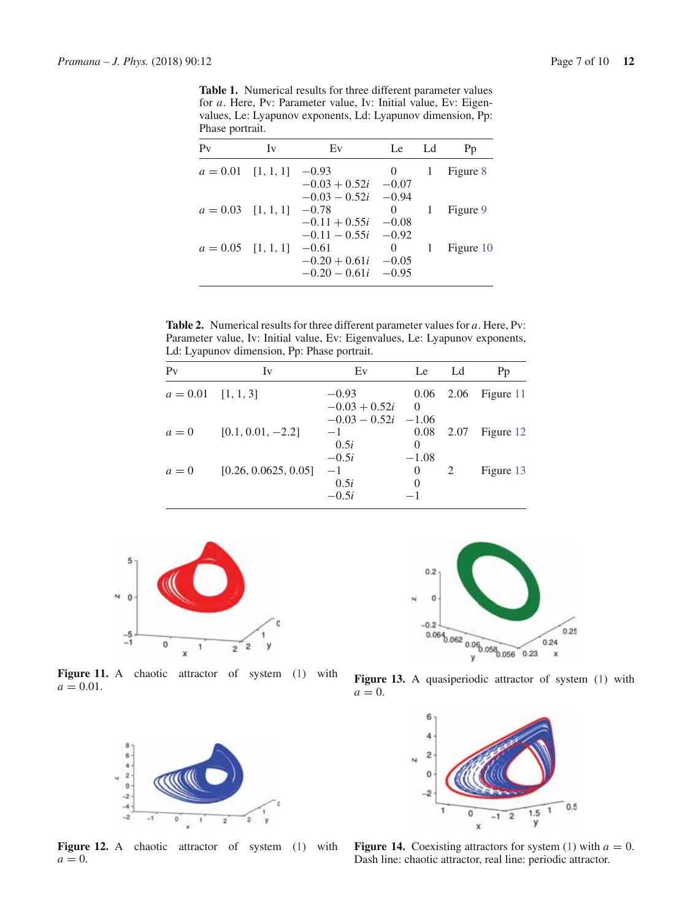**Table 1.** Numerical results for three different parameter values for $a$. Here, Pv: Parameter value, Iv: Initial value, Ev: Eigenvalues, Le: Lyapunov exponents, Ld: Lyapunov dimension, Pp: Phase portrait.

| Pv | Iv | Ev | Le | Ld | Pp |
|---|---|---|---|---|---|
| $a = 0.01$ | [1, 1, 1] | $-0.93$ | 0 | 1 | Figure 8 |
| | | $-0.03 + 0.52i$ | $-0.07$ | | |
| | | $-0.03 - 0.52i$ | $-0.94$ | | |
| $a = 0.03$ | [1, 1, 1] | $-0.78$ | 0 | 1 | Figure 9 |
| | | $-0.11 + 0.55i$ | $-0.08$ | | |
| | | $-0.11 - 0.55i$ | $-0.92$ | | |
| $a = 0.05$ | [1, 1, 1] | $-0.61$ | 0 | 1 | Figure 10 |
| | | $-0.20 + 0.61i$ | $-0.05$ | | |
| | | $-0.20 - 0.61i$ | $-0.95$ | | |

**Table 2.** Numerical results for three different parameter values for $a$. Here, Pv: Parameter value, Iv: Initial value, Ev: Eigenvalues, Le: Lyapunov exponents, Ld: Lyapunov dimension, Pp: Phase portrait.

| Pv | Iv | Ev | Le | Ld | Pp |
|---|---|---|---|---|---|
| $a = 0.01$ | [1, 1, 3] | $-0.93$ | 0.06 | 2.06 | Figure 11 |
| | | $-0.03 + 0.52i$ | 0 | | |
| | | $-0.03 - 0.52i$ | $-1.06$ | | |
| $a = 0$ | [0.1, 0.01, −2.2] | $-1$ | 0.08 | 2.07 | Figure 12 |
| | | $0.5i$ | 0 | | |
| | | $-0.5i$ | $-1.08$ | | |
| $a = 0$ | [0.26, 0.0625, 0.05] | $-1$ | 0 | 2 | Figure 13 |
| | | $0.5i$ | 0 | | |
| | | $-0.5i$ | $-1$ | | |

**Figure 11.** A chaotic attractor of system (1) with $a = 0.01$.

**Figure 13.** A quasiperiodic attractor of system (1) with $a = 0$.

**Figure 12.** A chaotic attractor of system (1) with $a = 0$.

**Figure 14.** Coexisting attractors for system (1) with $a = 0$. Dash line: chaotic attractor, real line: periodic attractor.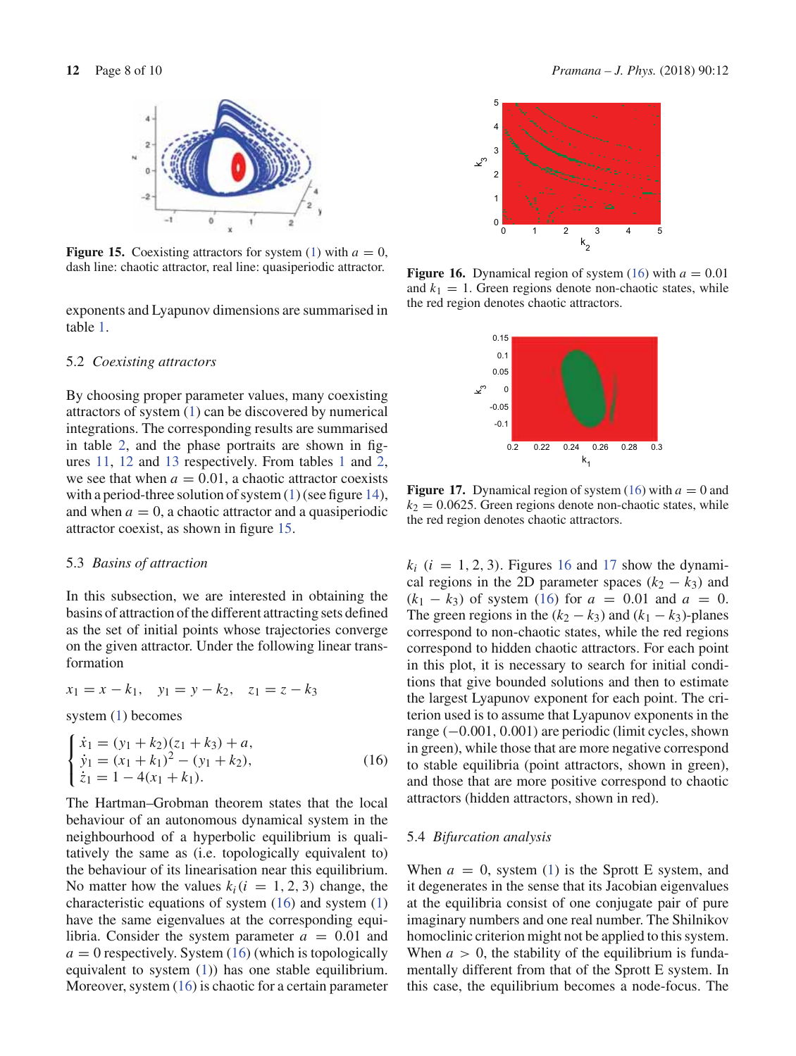Figure 15. Coexisting attractors for system (1) with $a = 0$, dash line: chaotic attractor, real line: quasiperiodic attractor.

exponents and Lyapunov dimensions are summarised in table 1.

### 5.2 *Coexisting attractors*

By choosing proper parameter values, many coexisting attractors of system (1) can be discovered by numerical integrations. The corresponding results are summarised in table 2, and the phase portraits are shown in figures 11, 12 and 13 respectively. From tables 1 and 2, we see that when $a = 0.01$, a chaotic attractor coexists with a period-three solution of system (1) (see figure 14), and when $a = 0$, a chaotic attractor and a quasiperiodic attractor coexist, as shown in figure 15.

### 5.3 *Basins of attraction*

In this subsection, we are interested in obtaining the basins of attraction of the different attracting sets defined as the set of initial points whose trajectories converge on the given attractor. Under the following linear transformation

$$x_1 = x - k_1, \quad y_1 = y - k_2, \quad z_1 = z - k_3$$

system (1) becomes

$$\begin{cases} \dot{x}_1 = (y_1 + k_2)(z_1 + k_3) + a, \\ \dot{y}_1 = (x_1 + k_1)^2 - (y_1 + k_2), \\ \dot{z}_1 = 1 - 4(x_1 + k_1). \end{cases} \tag{16}$$

The Hartman–Grobman theorem states that the local behaviour of an autonomous dynamical system in the neighbourhood of a hyperbolic equilibrium is qualitatively the same as (i.e. topologically equivalent to) the behaviour of its linearisation near this equilibrium. No matter how the values $k_i (i = 1, 2, 3)$ change, the characteristic equations of system (16) and system (1) have the same eigenvalues at the corresponding equilibria. Consider the system parameter $a = 0.01$ and $a = 0$ respectively. System (16) (which is topologically equivalent to system (1)) has one stable equilibrium. Moreover, system (16) is chaotic for a certain parameter $k_i$ $(i = 1, 2, 3)$. Figures 16 and 17 show the dynamical regions in the 2D parameter spaces $(k_2 - k_3)$ and $(k_1 - k_3)$ of system (16) for $a = 0.01$ and $a = 0$. The green regions in the $(k_2 - k_3)$ and $(k_1 - k_3)$-planes correspond to non-chaotic states, while the red regions correspond to hidden chaotic attractors. For each point in this plot, it is necessary to search for initial conditions that give bounded solutions and then to estimate the largest Lyapunov exponent for each point. The criterion used is to assume that Lyapunov exponents in the range $(-0.001, 0.001)$ are periodic (limit cycles, shown in green), while those that are more negative correspond to stable equilibria (point attractors, shown in green), and those that are more positive correspond to chaotic attractors (hidden attractors, shown in red).

Figure 16. Dynamical region of system (16) with $a = 0.01$ and $k_1 = 1$. Green regions denote non-chaotic states, while the red region denotes chaotic attractors.

Figure 17. Dynamical region of system (16) with $a = 0$ and $k_2 = 0.0625$. Green regions denote non-chaotic states, while the red region denotes chaotic attractors.

### 5.4 *Bifurcation analysis*

When $a = 0$, system (1) is the Sprott E system, and it degenerates in the sense that its Jacobian eigenvalues at the equilibria consist of one conjugate pair of pure imaginary numbers and one real number. The Shilnikov homoclinic criterion might not be applied to this system. When $a > 0$, the stability of the equilibrium is fundamentally different from that of the Sprott E system. In this case, the equilibrium becomes a node-focus. The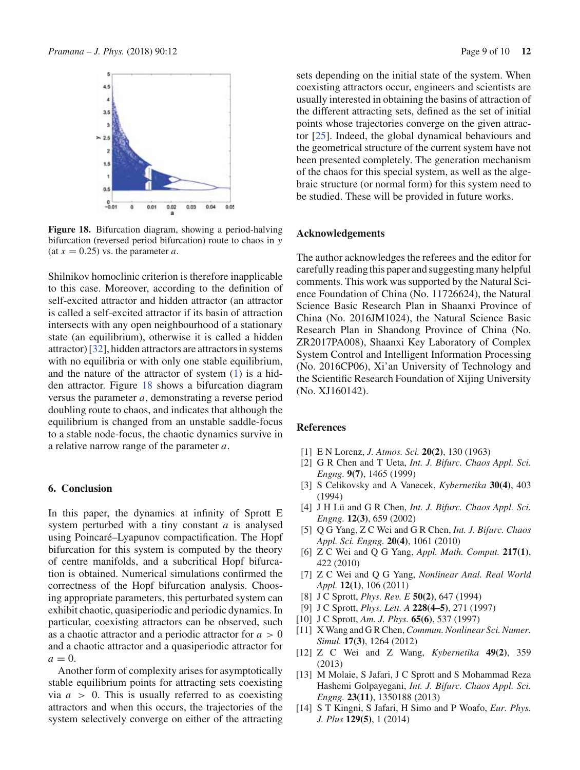**Figure 18.** Bifurcation diagram, showing a period-halving bifurcation (reversed period bifurcation) route to chaos in $y$ (at $x = 0.25$) vs. the parameter $a$.

Shilnikov homoclinic criterion is therefore inapplicable to this case. Moreover, according to the definition of self-excited attractor and hidden attractor (an attractor is called a self-excited attractor if its basin of attraction intersects with any open neighbourhood of a stationary state (an equilibrium), otherwise it is called a hidden attractor) [32], hidden attractors are attractors in systems with no equilibria or with only one stable equilibrium, and the nature of the attractor of system (1) is a hidden attractor. Figure 18 shows a bifurcation diagram versus the parameter $a$, demonstrating a reverse period doubling route to chaos, and indicates that although the equilibrium is changed from an unstable saddle-focus to a stable node-focus, the chaotic dynamics survive in a relative narrow range of the parameter $a$.

## 6. Conclusion

In this paper, the dynamics at infinity of Sprott E system perturbed with a tiny constant $a$ is analysed using Poincaré–Lyapunov compactification. The Hopf bifurcation for this system is computed by the theory of centre manifolds, and a subcritical Hopf bifurcation is obtained. Numerical simulations confirmed the correctness of the Hopf bifurcation analysis. Choosing appropriate parameters, this perturbated system can exhibit chaotic, quasiperiodic and periodic dynamics. In particular, coexisting attractors can be observed, such as a chaotic attractor and a periodic attractor for $a > 0$ and a chaotic attractor and a quasiperiodic attractor for $a = 0$.

Another form of complexity arises for asymptotically stable equilibrium points for attracting sets coexisting via $a > 0$. This is usually referred to as coexisting attractors and when this occurs, the trajectories of the system selectively converge on either of the attracting sets depending on the initial state of the system. When coexisting attractors occur, engineers and scientists are usually interested in obtaining the basins of attraction of the different attracting sets, defined as the set of initial points whose trajectories converge on the given attractor [25]. Indeed, the global dynamical behaviours and the geometrical structure of the current system have not been presented completely. The generation mechanism of the chaos for this special system, as well as the algebraic structure (or normal form) for this system need to be studied. These will be provided in future works.

## Acknowledgements

The author acknowledges the referees and the editor for carefully reading this paper and suggesting many helpful comments. This work was supported by the Natural Science Foundation of China (No. 11726624), the Natural Science Basic Research Plan in Shaanxi Province of China (No. 2016JM1024), the Natural Science Basic Research Plan in Shandong Province of China (No. ZR2017PA008), Shaanxi Key Laboratory of Complex System Control and Intelligent Information Processing (No. 2016CP06), Xi'an University of Technology and the Scientific Research Foundation of Xijing University (No. XJ160142).

## References

[1] E N Lorenz, *J. Atmos. Sci.* **20(2)**, 130 (1963)
[2] G R Chen and T Ueta, *Int. J. Bifurc. Chaos Appl. Sci. Engng.* **9(7)**, 1465 (1999)
[3] S Celikovsky and A Vanecek, *Kybernetika* **30(4)**, 403 (1994)
[4] J H Lü and G R Chen, *Int. J. Bifurc. Chaos Appl. Sci. Engng.* **12(3)**, 659 (2002)
[5] Q G Yang, Z C Wei and G R Chen, *Int. J. Bifurc. Chaos Appl. Sci. Engng.* **20(4)**, 1061 (2010)
[6] Z C Wei and Q G Yang, *Appl. Math. Comput.* **217(1)**, 422 (2010)
[7] Z C Wei and Q G Yang, *Nonlinear Anal. Real World Appl.* **12(1)**, 106 (2011)
[8] J C Sprott, *Phys. Rev. E* **50(2)**, 647 (1994)
[9] J C Sprott, *Phys. Lett. A* **228(4–5)**, 271 (1997)
[10] J C Sprott, *Am. J. Phys.* **65(6)**, 537 (1997)
[11] X Wang and G R Chen, *Commun. Nonlinear Sci. Numer. Simul.* **17(3)**, 1264 (2012)
[12] Z C Wei and Z Wang, *Kybernetika* **49(2)**, 359 (2013)
[13] M Molaie, S Jafari, J C Sprott and S Mohammad Reza Hashemi Golpayegani, *Int. J. Bifurc. Chaos Appl. Sci. Engng.* **23(11)**, 1350188 (2013)
[14] S T Kingni, S Jafari, H Simo and P Woafo, *Eur. Phys. J. Plus* **129(5)**, 1 (2014)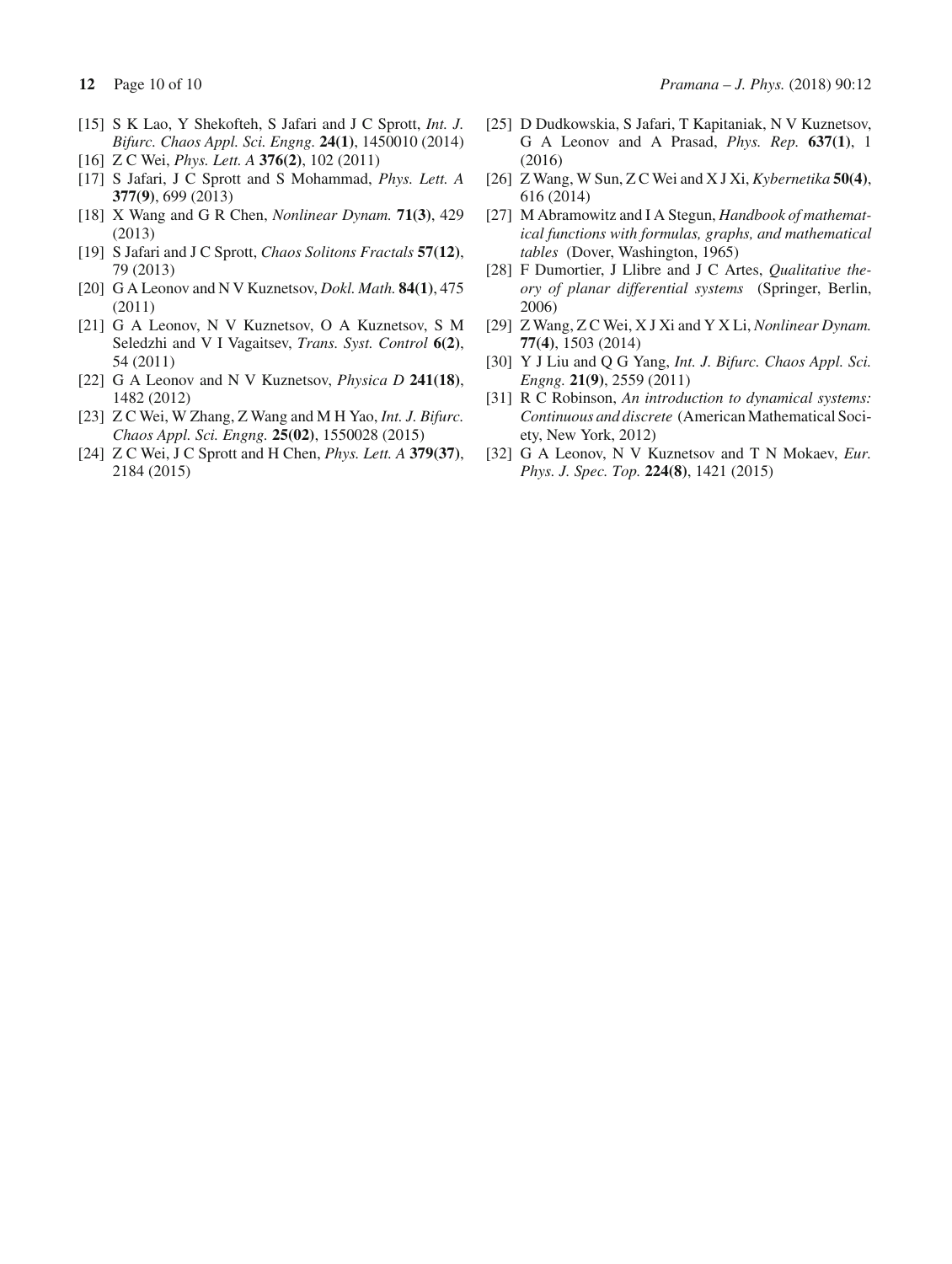[15] S K Lao, Y Shekofteh, S Jafari and J C Sprott, *Int. J. Bifurc. Chaos Appl. Sci. Engng.* **24(1)**, 1450010 (2014)

[16] Z C Wei, *Phys. Lett. A* **376(2)**, 102 (2011)

[17] S Jafari, J C Sprott and S Mohammad, *Phys. Lett. A* **377(9)**, 699 (2013)

[18] X Wang and G R Chen, *Nonlinear Dynam.* **71(3)**, 429 (2013)

[19] S Jafari and J C Sprott, *Chaos Solitons Fractals* **57(12)**, 79 (2013)

[20] G A Leonov and N V Kuznetsov, *Dokl. Math.* **84(1)**, 475 (2011)

[21] G A Leonov, N V Kuznetsov, O A Kuznetsov, S M Seledzhi and V I Vagaitsev, *Trans. Syst. Control* **6(2)**, 54 (2011)

[22] G A Leonov and N V Kuznetsov, *Physica D* **241(18)**, 1482 (2012)

[23] Z C Wei, W Zhang, Z Wang and M H Yao, *Int. J. Bifurc. Chaos Appl. Sci. Engng.* **25(02)**, 1550028 (2015)

[24] Z C Wei, J C Sprott and H Chen, *Phys. Lett. A* **379(37)**, 2184 (2015)

[25] D Dudkowskia, S Jafari, T Kapitaniak, N V Kuznetsov, G A Leonov and A Prasad, *Phys. Rep.* **637(1)**, 1 (2016)

[26] Z Wang, W Sun, Z C Wei and X J Xi, *Kybernetika* **50(4)**, 616 (2014)

[27] M Abramowitz and I A Stegun, *Handbook of mathematical functions with formulas, graphs, and mathematical tables* (Dover, Washington, 1965)

[28] F Dumortier, J Llibre and J C Artes, *Qualitative theory of planar differential systems* (Springer, Berlin, 2006)

[29] Z Wang, Z C Wei, X J Xi and Y X Li, *Nonlinear Dynam.* **77(4)**, 1503 (2014)

[30] Y J Liu and Q G Yang, *Int. J. Bifurc. Chaos Appl. Sci. Engng.* **21(9)**, 2559 (2011)

[31] R C Robinson, *An introduction to dynamical systems: Continuous and discrete* (American Mathematical Society, New York, 2012)

[32] G A Leonov, N V Kuznetsov and T N Mokaev, *Eur. Phys. J. Spec. Top.* **224(8)**, 1421 (2015)